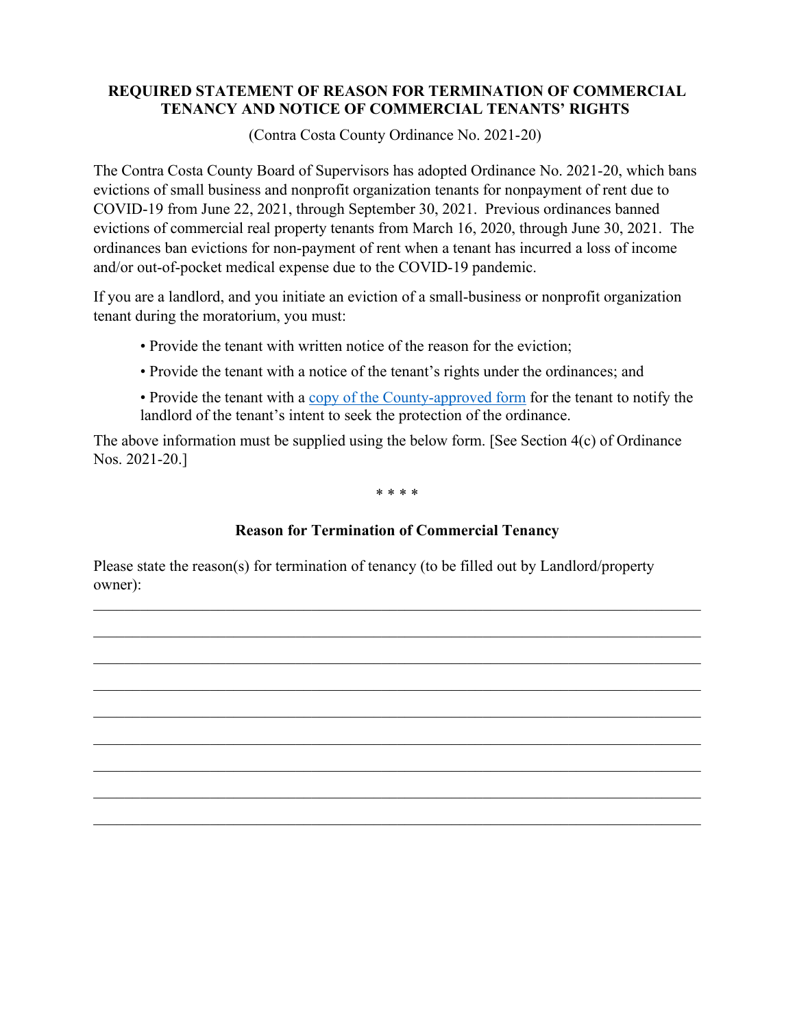**REQUIRED STATEMENT OF REASON FOR TERMINATION OF COMMERCIAL TENANCY AND NOTICE OF COMMERCIAL TENANTS' RIGHTS**

(Contra Costa County Ordinance No. 2021-20)

The Contra Costa County Board of Supervisors has adopted Ordinance No. 2021-20, which bans evictions of small business and nonprofit organization tenants for nonpayment of rent due to COVID-19 from June 22, 2021, through September 30, 2021. Previous ordinances banned evictions of commercial real property tenants from March 16, 2020, through June 30, 2021. The ordinances ban evictions for non-payment of rent when a tenant has incurred a loss of income and/or out-of-pocket medical expense due to the COVID-19 pandemic.

If you are a landlord, and you initiate an eviction of a small-business or nonprofit organization tenant during the moratorium, you must:

- Provide the tenant with written notice of the reason for the eviction;
- Provide the tenant with a notice of the tenant's rights under the ordinances; and
- Provide the tenant with a copy of the County-approved form for the tenant to notify the landlord of the tenant's intent to seek the protection of the ordinance.

The above information must be supplied using the below form. [See Section 4(c) of Ordinance Nos. 2021-20.]

\* \* \* \*

**Reason for Termination of Commercial Tenancy**

Please state the reason(s) for termination of tenancy (to be filled out by Landlord/property owner):

\_\_\_\_\_\_\_\_\_\_\_\_\_\_\_\_\_\_\_\_\_\_\_\_\_\_\_\_\_\_\_\_\_\_\_\_\_\_\_\_\_\_\_\_\_\_\_\_\_\_\_\_\_\_\_\_\_\_\_\_\_\_\_\_\_\_\_\_\_\_

\_\_\_\_\_\_\_\_\_\_\_\_\_\_\_\_\_\_\_\_\_\_\_\_\_\_\_\_\_\_\_\_\_\_\_\_\_\_\_\_\_\_\_\_\_\_\_\_\_\_\_\_\_\_\_\_\_\_\_\_\_\_\_\_\_\_\_\_\_\_

\_\_\_\_\_\_\_\_\_\_\_\_\_\_\_\_\_\_\_\_\_\_\_\_\_\_\_\_\_\_\_\_\_\_\_\_\_\_\_\_\_\_\_\_\_\_\_\_\_\_\_\_\_\_\_\_\_\_\_\_\_\_\_\_\_\_\_\_\_\_

\_\_\_\_\_\_\_\_\_\_\_\_\_\_\_\_\_\_\_\_\_\_\_\_\_\_\_\_\_\_\_\_\_\_\_\_\_\_\_\_\_\_\_\_\_\_\_\_\_\_\_\_\_\_\_\_\_\_\_\_\_\_\_\_\_\_\_\_\_\_

\_\_\_\_\_\_\_\_\_\_\_\_\_\_\_\_\_\_\_\_\_\_\_\_\_\_\_\_\_\_\_\_\_\_\_\_\_\_\_\_\_\_\_\_\_\_\_\_\_\_\_\_\_\_\_\_\_\_\_\_\_\_\_\_\_\_\_\_\_\_

\_\_\_\_\_\_\_\_\_\_\_\_\_\_\_\_\_\_\_\_\_\_\_\_\_\_\_\_\_\_\_\_\_\_\_\_\_\_\_\_\_\_\_\_\_\_\_\_\_\_\_\_\_\_\_\_\_\_\_\_\_\_\_\_\_\_\_\_\_\_

\_\_\_\_\_\_\_\_\_\_\_\_\_\_\_\_\_\_\_\_\_\_\_\_\_\_\_\_\_\_\_\_\_\_\_\_\_\_\_\_\_\_\_\_\_\_\_\_\_\_\_\_\_\_\_\_\_\_\_\_\_\_\_\_\_\_\_\_\_\_

\_\_\_\_\_\_\_\_\_\_\_\_\_\_\_\_\_\_\_\_\_\_\_\_\_\_\_\_\_\_\_\_\_\_\_\_\_\_\_\_\_\_\_\_\_\_\_\_\_\_\_\_\_\_\_\_\_\_\_\_\_\_\_\_\_\_\_\_\_\_

\_\_\_\_\_\_\_\_\_\_\_\_\_\_\_\_\_\_\_\_\_\_\_\_\_\_\_\_\_\_\_\_\_\_\_\_\_\_\_\_\_\_\_\_\_\_\_\_\_\_\_\_\_\_\_\_\_\_\_\_\_\_\_\_\_\_\_\_\_\_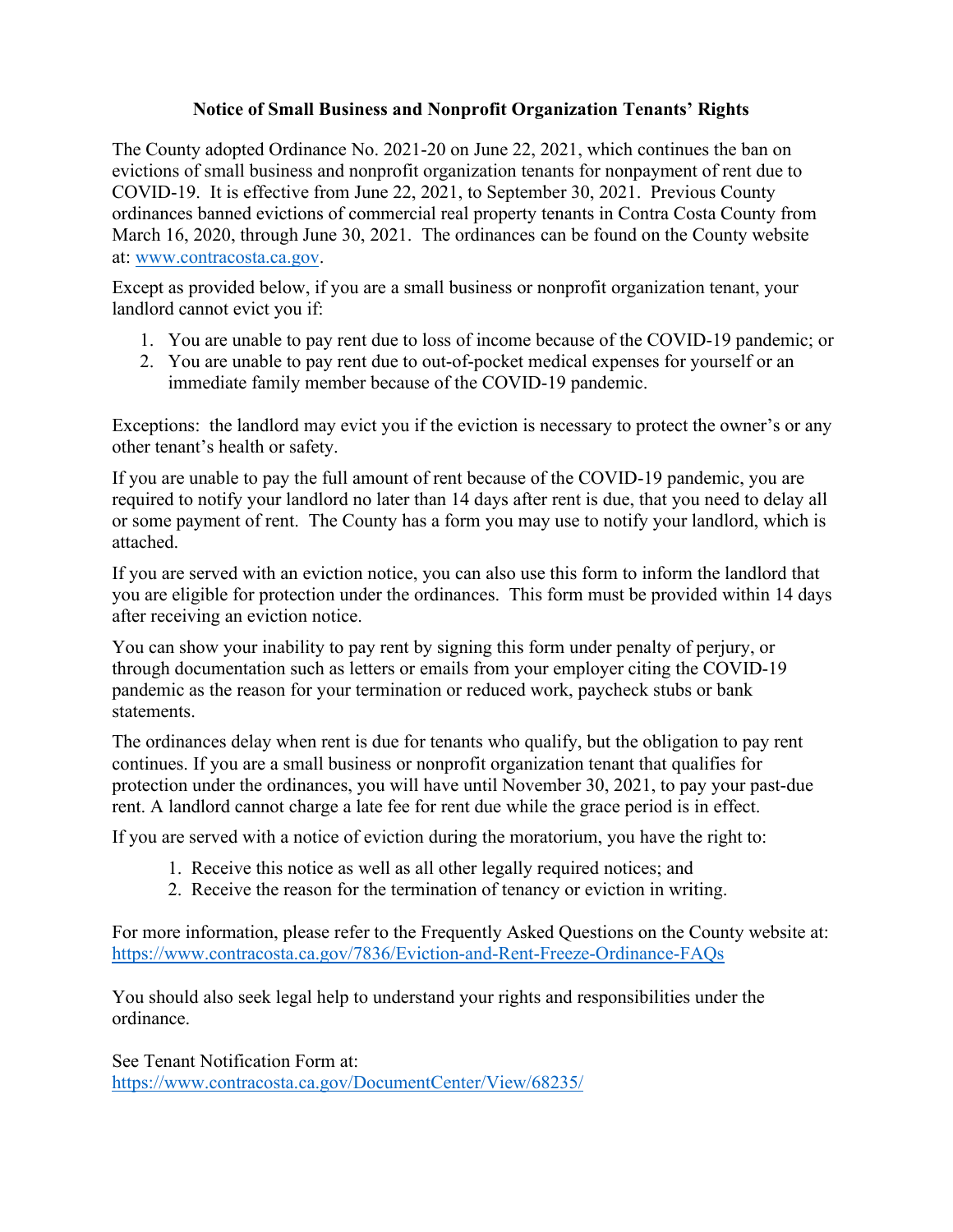**Notice of Small Business and Nonprofit Organization Tenants' Rights**

The County adopted Ordinance No. 2021-20 on June 22, 2021, which continues the ban on evictions of small business and nonprofit organization tenants for nonpayment of rent due to COVID-19. It is effective from June 22, 2021, to September 30, 2021. Previous County ordinances banned evictions of commercial real property tenants in Contra Costa County from March 16, 2020, through June 30, 2021. The ordinances can be found on the County website at: www.contracosta.ca.gov.

Except as provided below, if you are a small business or nonprofit organization tenant, your landlord cannot evict you if:

1. You are unable to pay rent due to loss of income because of the COVID-19 pandemic; or
2. You are unable to pay rent due to out-of-pocket medical expenses for yourself or an immediate family member because of the COVID-19 pandemic.

Exceptions: the landlord may evict you if the eviction is necessary to protect the owner's or any other tenant's health or safety.

If you are unable to pay the full amount of rent because of the COVID-19 pandemic, you are required to notify your landlord no later than 14 days after rent is due, that you need to delay all or some payment of rent. The County has a form you may use to notify your landlord, which is attached.

If you are served with an eviction notice, you can also use this form to inform the landlord that you are eligible for protection under the ordinances. This form must be provided within 14 days after receiving an eviction notice.

You can show your inability to pay rent by signing this form under penalty of perjury, or through documentation such as letters or emails from your employer citing the COVID-19 pandemic as the reason for your termination or reduced work, paycheck stubs or bank statements.

The ordinances delay when rent is due for tenants who qualify, but the obligation to pay rent continues. If you are a small business or nonprofit organization tenant that qualifies for protection under the ordinances, you will have until November 30, 2021, to pay your past-due rent. A landlord cannot charge a late fee for rent due while the grace period is in effect.

If you are served with a notice of eviction during the moratorium, you have the right to:

1. Receive this notice as well as all other legally required notices; and
2. Receive the reason for the termination of tenancy or eviction in writing.

For more information, please refer to the Frequently Asked Questions on the County website at: https://www.contracosta.ca.gov/7836/Eviction-and-Rent-Freeze-Ordinance-FAQs

You should also seek legal help to understand your rights and responsibilities under the ordinance.

See Tenant Notification Form at:
https://www.contracosta.ca.gov/DocumentCenter/View/68235/